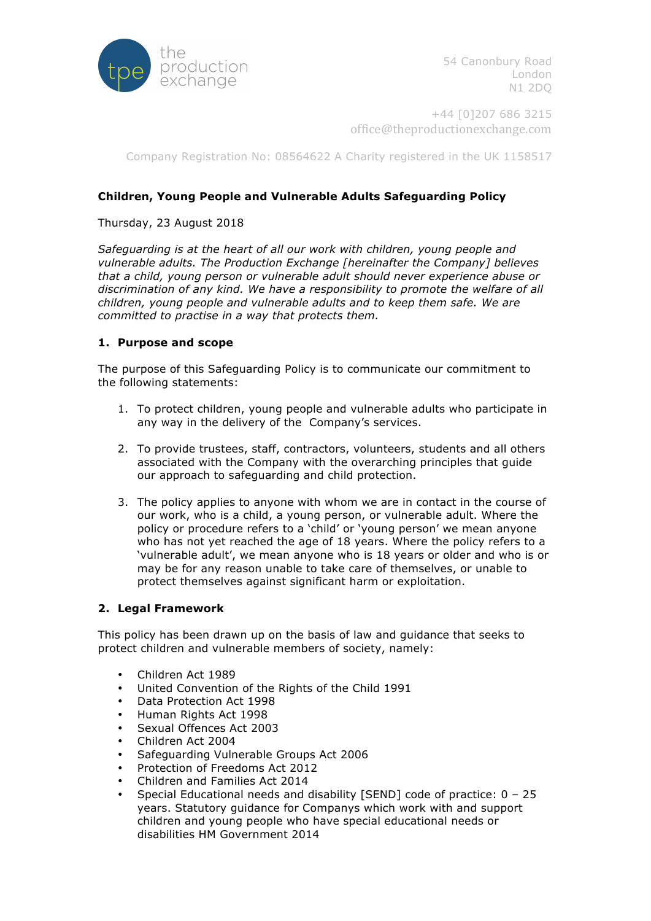the production exchange

54 Canonbury Road
London
N1 2DQ

+44 [0]207 686 3215
office@theproductionexchange.com

Company Registration No: 08564622 A Charity registered in the UK 1158517

**Children, Young People and Vulnerable Adults Safeguarding Policy**

Thursday, 23 August 2018

*Safeguarding is at the heart of all our work with children, young people and vulnerable adults. The Production Exchange [hereinafter the Company] believes that a child, young person or vulnerable adult should never experience abuse or discrimination of any kind. We have a responsibility to promote the welfare of all children, young people and vulnerable adults and to keep them safe. We are committed to practise in a way that protects them.*

## 1. Purpose and scope

The purpose of this Safeguarding Policy is to communicate our commitment to the following statements:

1. To protect children, young people and vulnerable adults who participate in any way in the delivery of the Company's services.

2. To provide trustees, staff, contractors, volunteers, students and all others associated with the Company with the overarching principles that guide our approach to safeguarding and child protection.

3. The policy applies to anyone with whom we are in contact in the course of our work, who is a child, a young person, or vulnerable adult. Where the policy or procedure refers to a 'child' or 'young person' we mean anyone who has not yet reached the age of 18 years. Where the policy refers to a 'vulnerable adult', we mean anyone who is 18 years or older and who is or may be for any reason unable to take care of themselves, or unable to protect themselves against significant harm or exploitation.

## 2. Legal Framework

This policy has been drawn up on the basis of law and guidance that seeks to protect children and vulnerable members of society, namely:

- Children Act 1989
- United Convention of the Rights of the Child 1991
- Data Protection Act 1998
- Human Rights Act 1998
- Sexual Offences Act 2003
- Children Act 2004
- Safeguarding Vulnerable Groups Act 2006
- Protection of Freedoms Act 2012
- Children and Families Act 2014
- Special Educational needs and disability [SEND] code of practice: 0 – 25 years. Statutory guidance for Companys which work with and support children and young people who have special educational needs or disabilities HM Government 2014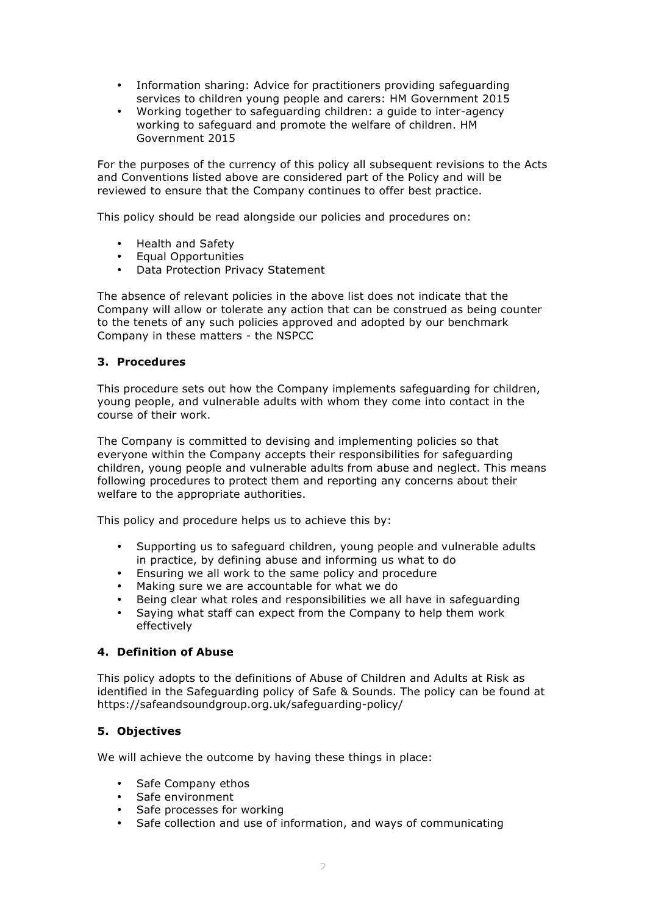- Information sharing: Advice for practitioners providing safeguarding services to children young people and carers: HM Government 2015
- Working together to safeguarding children: a guide to inter-agency working to safeguard and promote the welfare of children. HM Government 2015

For the purposes of the currency of this policy all subsequent revisions to the Acts and Conventions listed above are considered part of the Policy and will be reviewed to ensure that the Company continues to offer best practice.

This policy should be read alongside our policies and procedures on:

- Health and Safety
- Equal Opportunities
- Data Protection Privacy Statement

The absence of relevant policies in the above list does not indicate that the Company will allow or tolerate any action that can be construed as being counter to the tenets of any such policies approved and adopted by our benchmark Company in these matters - the NSPCC

### 3. Procedures

This procedure sets out how the Company implements safeguarding for children, young people, and vulnerable adults with whom they come into contact in the course of their work.

The Company is committed to devising and implementing policies so that everyone within the Company accepts their responsibilities for safeguarding children, young people and vulnerable adults from abuse and neglect. This means following procedures to protect them and reporting any concerns about their welfare to the appropriate authorities.

This policy and procedure helps us to achieve this by:

- Supporting us to safeguard children, young people and vulnerable adults in practice, by defining abuse and informing us what to do
- Ensuring we all work to the same policy and procedure
- Making sure we are accountable for what we do
- Being clear what roles and responsibilities we all have in safeguarding
- Saying what staff can expect from the Company to help them work effectively

### 4. Definition of Abuse

This policy adopts to the definitions of Abuse of Children and Adults at Risk as identified in the Safeguarding policy of Safe & Sounds. The policy can be found at https://safeandsoundgroup.org.uk/safeguarding-policy/

### 5. Objectives

We will achieve the outcome by having these things in place:

- Safe Company ethos
- Safe environment
- Safe processes for working
- Safe collection and use of information, and ways of communicating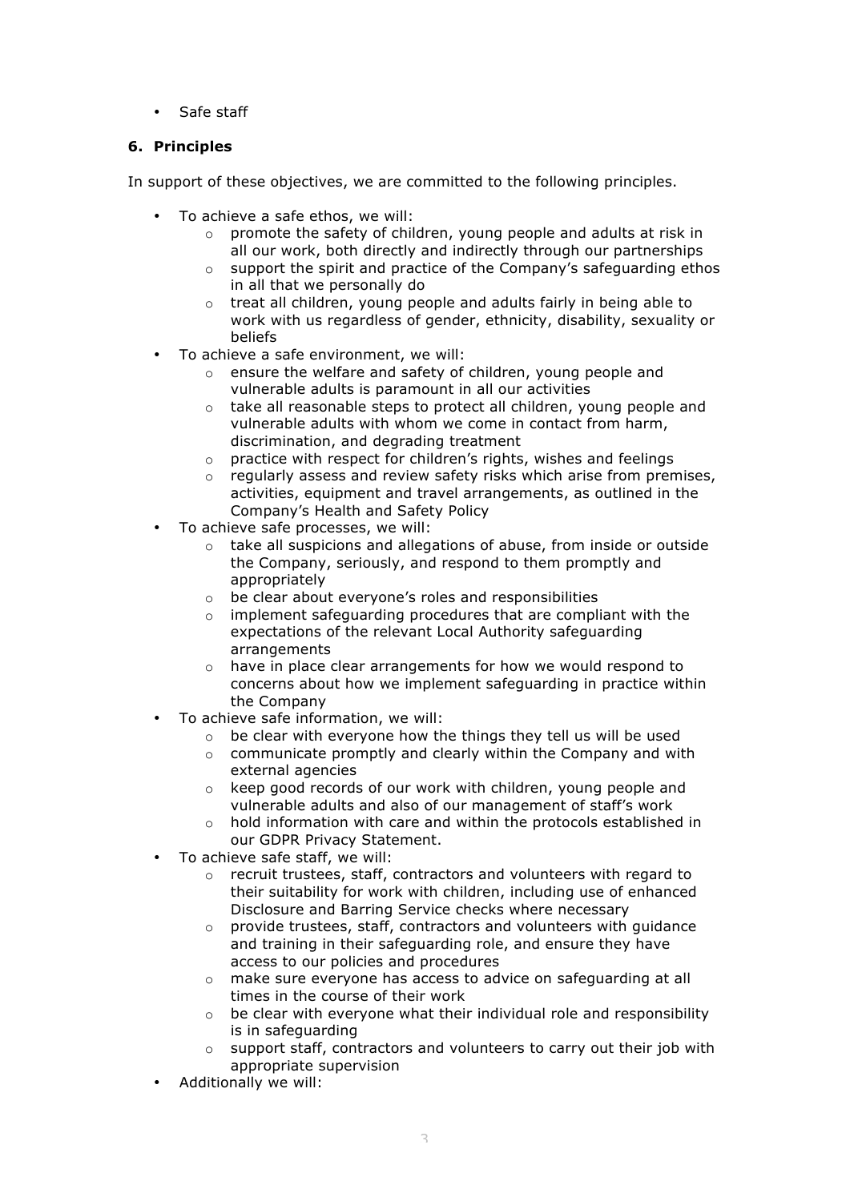- Safe staff

## 6. Principles

In support of these objectives, we are committed to the following principles.

- To achieve a safe ethos, we will:
  - promote the safety of children, young people and adults at risk in all our work, both directly and indirectly through our partnerships
  - support the spirit and practice of the Company's safeguarding ethos in all that we personally do
  - treat all children, young people and adults fairly in being able to work with us regardless of gender, ethnicity, disability, sexuality or beliefs
- To achieve a safe environment, we will:
  - ensure the welfare and safety of children, young people and vulnerable adults is paramount in all our activities
  - take all reasonable steps to protect all children, young people and vulnerable adults with whom we come in contact from harm, discrimination, and degrading treatment
  - practice with respect for children's rights, wishes and feelings
  - regularly assess and review safety risks which arise from premises, activities, equipment and travel arrangements, as outlined in the Company's Health and Safety Policy
- To achieve safe processes, we will:
  - take all suspicions and allegations of abuse, from inside or outside the Company, seriously, and respond to them promptly and appropriately
  - be clear about everyone's roles and responsibilities
  - implement safeguarding procedures that are compliant with the expectations of the relevant Local Authority safeguarding arrangements
  - have in place clear arrangements for how we would respond to concerns about how we implement safeguarding in practice within the Company
- To achieve safe information, we will:
  - be clear with everyone how the things they tell us will be used
  - communicate promptly and clearly within the Company and with external agencies
  - keep good records of our work with children, young people and vulnerable adults and also of our management of staff's work
  - hold information with care and within the protocols established in our GDPR Privacy Statement.
- To achieve safe staff, we will:
  - recruit trustees, staff, contractors and volunteers with regard to their suitability for work with children, including use of enhanced Disclosure and Barring Service checks where necessary
  - provide trustees, staff, contractors and volunteers with guidance and training in their safeguarding role, and ensure they have access to our policies and procedures
  - make sure everyone has access to advice on safeguarding at all times in the course of their work
  - be clear with everyone what their individual role and responsibility is in safeguarding
  - support staff, contractors and volunteers to carry out their job with appropriate supervision
- Additionally we will: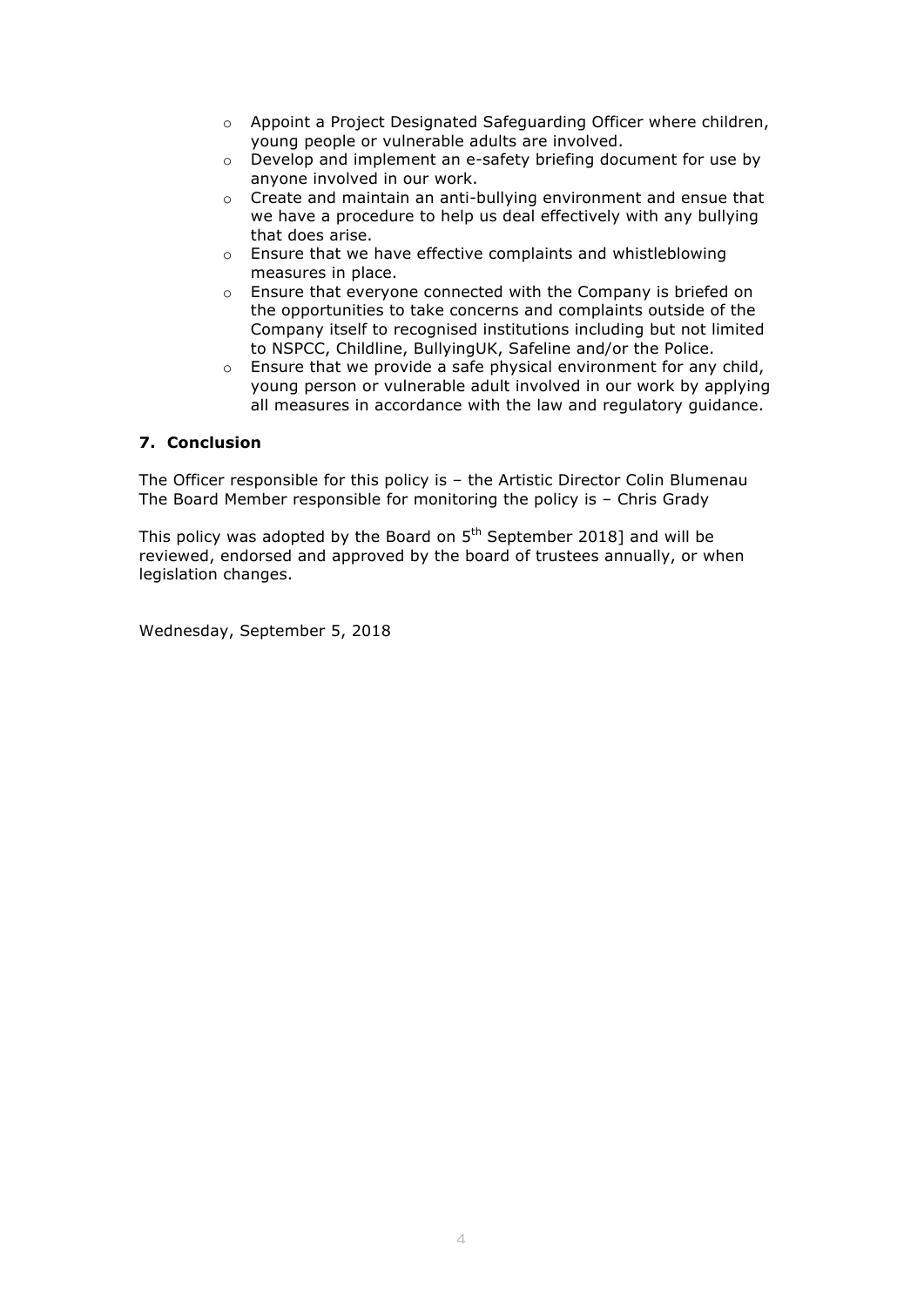- Appoint a Project Designated Safeguarding Officer where children, young people or vulnerable adults are involved.
- Develop and implement an e-safety briefing document for use by anyone involved in our work.
- Create and maintain an anti-bullying environment and ensue that we have a procedure to help us deal effectively with any bullying that does arise.
- Ensure that we have effective complaints and whistleblowing measures in place.
- Ensure that everyone connected with the Company is briefed on the opportunities to take concerns and complaints outside of the Company itself to recognised institutions including but not limited to NSPCC, Childline, BullyingUK, Safeline and/or the Police.
- Ensure that we provide a safe physical environment for any child, young person or vulnerable adult involved in our work by applying all measures in accordance with the law and regulatory guidance.

### 7. Conclusion

The Officer responsible for this policy is – the Artistic Director Colin Blumenau
The Board Member responsible for monitoring the policy is – Chris Grady

This policy was adopted by the Board on 5th September 2018] and will be reviewed, endorsed and approved by the board of trustees annually, or when legislation changes.

Wednesday, September 5, 2018